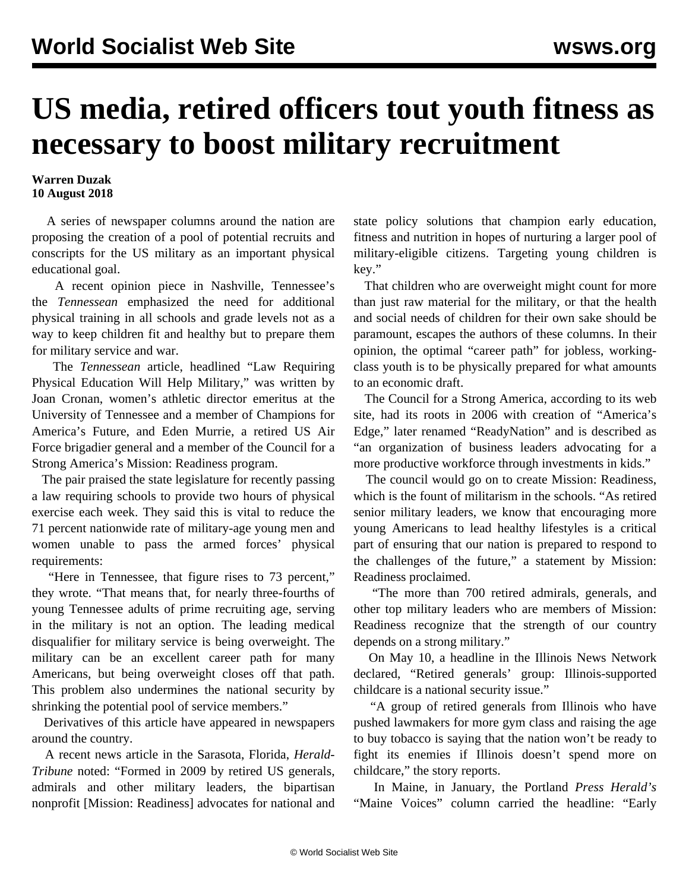# US media, retired officers tout youth fitness as necessary to boost military recruitment

**Warren Duzak**
**10 August 2018**

A series of newspaper columns around the nation are proposing the creation of a pool of potential recruits and conscripts for the US military as an important physical educational goal.

A recent opinion piece in Nashville, Tennessee's the *Tennessean* emphasized the need for additional physical training in all schools and grade levels not as a way to keep children fit and healthy but to prepare them for military service and war.

The *Tennessean* article, headlined "Law Requiring Physical Education Will Help Military," was written by Joan Cronan, women's athletic director emeritus at the University of Tennessee and a member of Champions for America's Future, and Eden Murrie, a retired US Air Force brigadier general and a member of the Council for a Strong America's Mission: Readiness program.

The pair praised the state legislature for recently passing a law requiring schools to provide two hours of physical exercise each week. They said this is vital to reduce the 71 percent nationwide rate of military-age young men and women unable to pass the armed forces' physical requirements:

"Here in Tennessee, that figure rises to 73 percent," they wrote. "That means that, for nearly three-fourths of young Tennessee adults of prime recruiting age, serving in the military is not an option. The leading medical disqualifier for military service is being overweight. The military can be an excellent career path for many Americans, but being overweight closes off that path. This problem also undermines the national security by shrinking the potential pool of service members."

Derivatives of this article have appeared in newspapers around the country.

A recent news article in the Sarasota, Florida, *Herald-Tribune* noted: "Formed in 2009 by retired US generals, admirals and other military leaders, the bipartisan nonprofit [Mission: Readiness] advocates for national and state policy solutions that champion early education, fitness and nutrition in hopes of nurturing a larger pool of military-eligible citizens. Targeting young children is key."

That children who are overweight might count for more than just raw material for the military, or that the health and social needs of children for their own sake should be paramount, escapes the authors of these columns. In their opinion, the optimal "career path" for jobless, working-class youth is to be physically prepared for what amounts to an economic draft.

The Council for a Strong America, according to its web site, had its roots in 2006 with creation of "America's Edge," later renamed "ReadyNation" and is described as "an organization of business leaders advocating for a more productive workforce through investments in kids."

The council would go on to create Mission: Readiness, which is the fount of militarism in the schools. "As retired senior military leaders, we know that encouraging more young Americans to lead healthy lifestyles is a critical part of ensuring that our nation is prepared to respond to the challenges of the future," a statement by Mission: Readiness proclaimed.

"The more than 700 retired admirals, generals, and other top military leaders who are members of Mission: Readiness recognize that the strength of our country depends on a strong military."

On May 10, a headline in the Illinois News Network declared, "Retired generals' group: Illinois-supported childcare is a national security issue."

"A group of retired generals from Illinois who have pushed lawmakers for more gym class and raising the age to buy tobacco is saying that the nation won't be ready to fight its enemies if Illinois doesn't spend more on childcare," the story reports.

In Maine, in January, the Portland *Press Herald's* "Maine Voices" column carried the headline: "Early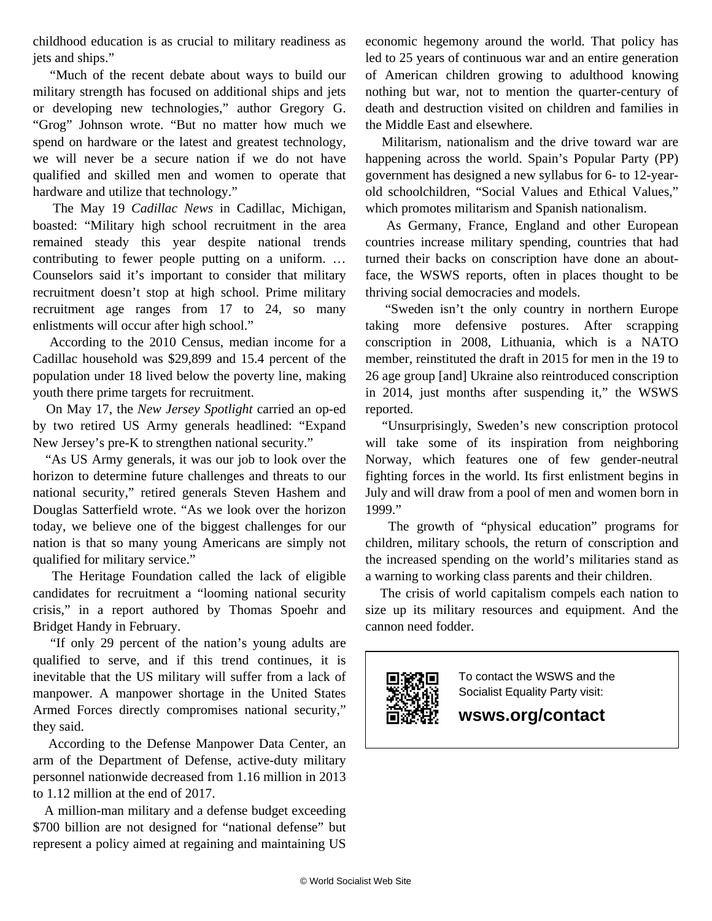childhood education is as crucial to military readiness as jets and ships."

"Much of the recent debate about ways to build our military strength has focused on additional ships and jets or developing new technologies," author Gregory G. "Grog" Johnson wrote. "But no matter how much we spend on hardware or the latest and greatest technology, we will never be a secure nation if we do not have qualified and skilled men and women to operate that hardware and utilize that technology."

The May 19 *Cadillac News* in Cadillac, Michigan, boasted: "Military high school recruitment in the area remained steady this year despite national trends contributing to fewer people putting on a uniform. … Counselors said it's important to consider that military recruitment doesn't stop at high school. Prime military recruitment age ranges from 17 to 24, so many enlistments will occur after high school."

According to the 2010 Census, median income for a Cadillac household was $29,899 and 15.4 percent of the population under 18 lived below the poverty line, making youth there prime targets for recruitment.

On May 17, the *New Jersey Spotlight* carried an op-ed by two retired US Army generals headlined: "Expand New Jersey's pre-K to strengthen national security."

"As US Army generals, it was our job to look over the horizon to determine future challenges and threats to our national security," retired generals Steven Hashem and Douglas Satterfield wrote. "As we look over the horizon today, we believe one of the biggest challenges for our nation is that so many young Americans are simply not qualified for military service."

The Heritage Foundation called the lack of eligible candidates for recruitment a "looming national security crisis," in a report authored by Thomas Spoehr and Bridget Handy in February.

"If only 29 percent of the nation's young adults are qualified to serve, and if this trend continues, it is inevitable that the US military will suffer from a lack of manpower. A manpower shortage in the United States Armed Forces directly compromises national security," they said.

According to the Defense Manpower Data Center, an arm of the Department of Defense, active-duty military personnel nationwide decreased from 1.16 million in 2013 to 1.12 million at the end of 2017.

A million-man military and a defense budget exceeding $700 billion are not designed for "national defense" but represent a policy aimed at regaining and maintaining US economic hegemony around the world. That policy has led to 25 years of continuous war and an entire generation of American children growing to adulthood knowing nothing but war, not to mention the quarter-century of death and destruction visited on children and families in the Middle East and elsewhere.

Militarism, nationalism and the drive toward war are happening across the world. Spain's Popular Party (PP) government has designed a new syllabus for 6- to 12-year-old schoolchildren, "Social Values and Ethical Values," which promotes militarism and Spanish nationalism.

As Germany, France, England and other European countries increase military spending, countries that had turned their backs on conscription have done an about-face, the WSWS reports, often in places thought to be thriving social democracies and models.

"Sweden isn't the only country in northern Europe taking more defensive postures. After scrapping conscription in 2008, Lithuania, which is a NATO member, reinstituted the draft in 2015 for men in the 19 to 26 age group [and] Ukraine also reintroduced conscription in 2014, just months after suspending it," the WSWS reported.

"Unsurprisingly, Sweden's new conscription protocol will take some of its inspiration from neighboring Norway, which features one of few gender-neutral fighting forces in the world. Its first enlistment begins in July and will draw from a pool of men and women born in 1999."

The growth of "physical education" programs for children, military schools, the return of conscription and the increased spending on the world's militaries stand as a warning to working class parents and their children.

The crisis of world capitalism compels each nation to size up its military resources and equipment. And the cannon need fodder.

To contact the WSWS and the Socialist Equality Party visit:

**wsws.org/contact**